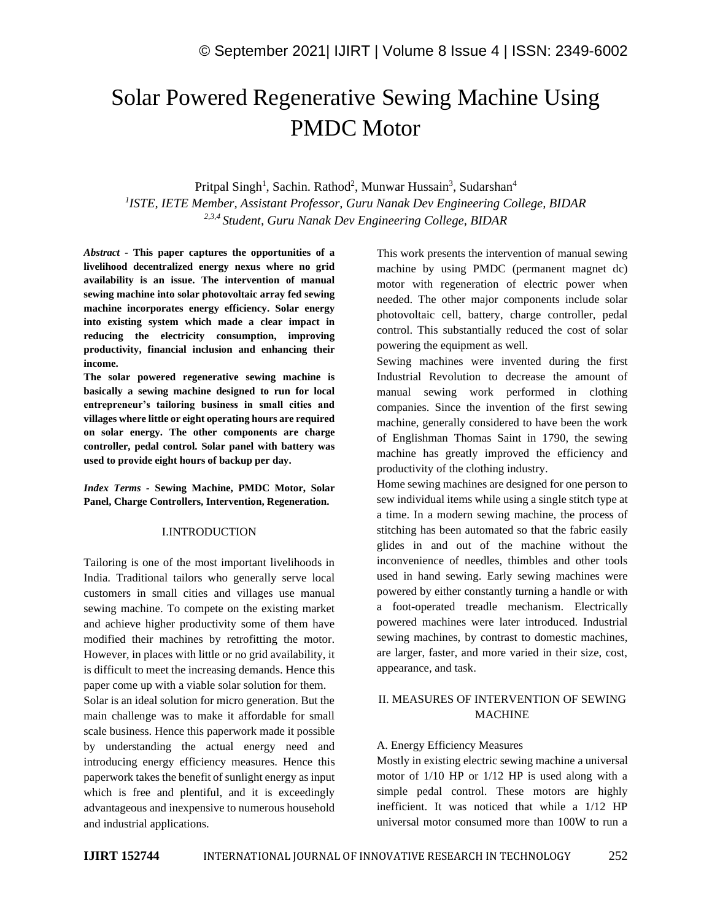# Solar Powered Regenerative Sewing Machine Using PMDC Motor

Pritpal Singh[1], Sachin. Rathod[2], Munwar Hussain[3], Sudarshan[4]

[1]*ISTE, IETE Member, Assistant Professor, Guru Nanak Dev Engineering College, BIDAR*

[2,3,4] *Student, Guru Nanak Dev Engineering College, BIDAR*

***Abstract*** **- This paper captures the opportunities of a livelihood decentralized energy nexus where no grid availability is an issue. The intervention of manual sewing machine into solar photovoltaic array fed sewing machine incorporates energy efficiency. Solar energy into existing system which made a clear impact in reducing the electricity consumption, improving productivity, financial inclusion and enhancing their income.**

**The solar powered regenerative sewing machine is basically a sewing machine designed to run for local entrepreneur's tailoring business in small cities and villages where little or eight operating hours are required on solar energy. The other components are charge controller, pedal control. Solar panel with battery was used to provide eight hours of backup per day.**

***Index Terms*** **- Sewing Machine, PMDC Motor, Solar Panel, Charge Controllers, Intervention, Regeneration.**

## I.INTRODUCTION

Tailoring is one of the most important livelihoods in India. Traditional tailors who generally serve local customers in small cities and villages use manual sewing machine. To compete on the existing market and achieve higher productivity some of them have modified their machines by retrofitting the motor. However, in places with little or no grid availability, it is difficult to meet the increasing demands. Hence this paper come up with a viable solar solution for them.

Solar is an ideal solution for micro generation. But the main challenge was to make it affordable for small scale business. Hence this paperwork made it possible by understanding the actual energy need and introducing energy efficiency measures. Hence this paperwork takes the benefit of sunlight energy as input which is free and plentiful, and it is exceedingly advantageous and inexpensive to numerous household and industrial applications.

This work presents the intervention of manual sewing machine by using PMDC (permanent magnet dc) motor with regeneration of electric power when needed. The other major components include solar photovoltaic cell, battery, charge controller, pedal control. This substantially reduced the cost of solar powering the equipment as well.

Sewing machines were invented during the first Industrial Revolution to decrease the amount of manual sewing work performed in clothing companies. Since the invention of the first sewing machine, generally considered to have been the work of Englishman Thomas Saint in 1790, the sewing machine has greatly improved the efficiency and productivity of the clothing industry.

Home sewing machines are designed for one person to sew individual items while using a single stitch type at a time. In a modern sewing machine, the process of stitching has been automated so that the fabric easily glides in and out of the machine without the inconvenience of needles, thimbles and other tools used in hand sewing. Early sewing machines were powered by either constantly turning a handle or with a foot-operated treadle mechanism. Electrically powered machines were later introduced. Industrial sewing machines, by contrast to domestic machines, are larger, faster, and more varied in their size, cost, appearance, and task.

## II. MEASURES OF INTERVENTION OF SEWING MACHINE

### A. Energy Efficiency Measures

Mostly in existing electric sewing machine a universal motor of 1/10 HP or 1/12 HP is used along with a simple pedal control. These motors are highly inefficient. It was noticed that while a 1/12 HP universal motor consumed more than 100W to run a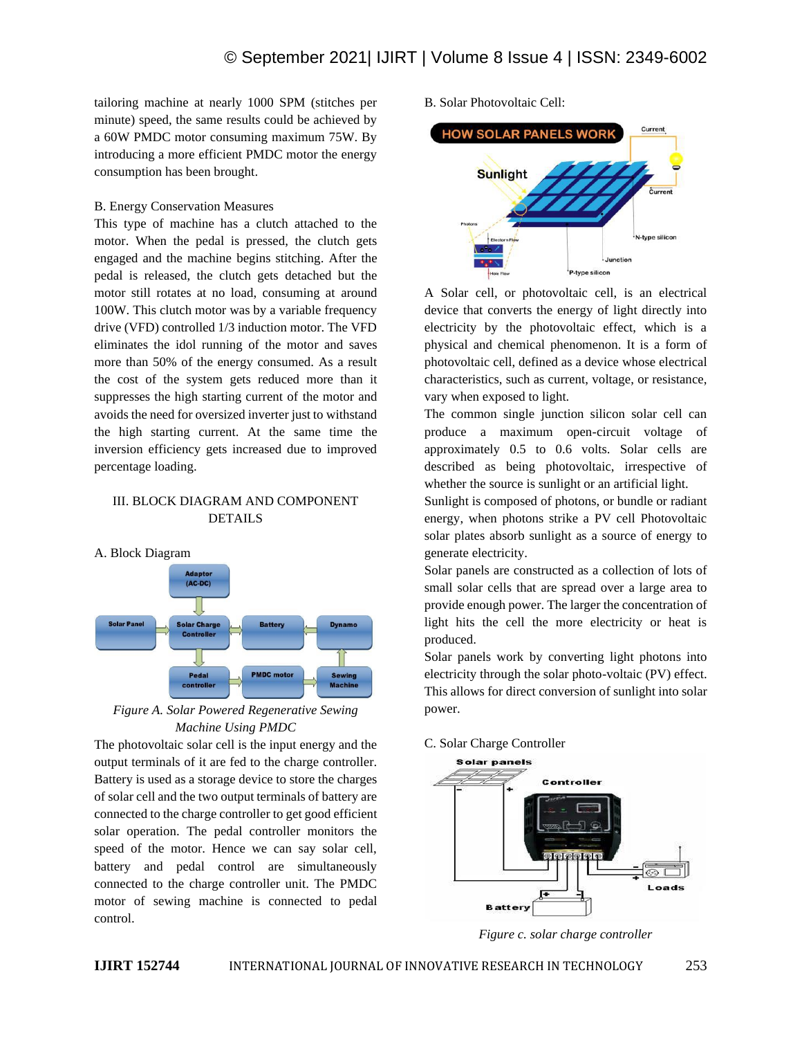tailoring machine at nearly 1000 SPM (stitches per minute) speed, the same results could be achieved by a 60W PMDC motor consuming maximum 75W. By introducing a more efficient PMDC motor the energy consumption has been brought.

B. Energy Conservation Measures

This type of machine has a clutch attached to the motor. When the pedal is pressed, the clutch gets engaged and the machine begins stitching. After the pedal is released, the clutch gets detached but the motor still rotates at no load, consuming at around 100W. This clutch motor was by a variable frequency drive (VFD) controlled 1/3 induction motor. The VFD eliminates the idol running of the motor and saves more than 50% of the energy consumed. As a result the cost of the system gets reduced more than it suppresses the high starting current of the motor and avoids the need for oversized inverter just to withstand the high starting current. At the same time the inversion efficiency gets increased due to improved percentage loading.

## III. BLOCK DIAGRAM AND COMPONENT DETAILS

A. Block Diagram

*Figure A. Solar Powered Regenerative Sewing Machine Using PMDC*

The photovoltaic solar cell is the input energy and the output terminals of it are fed to the charge controller. Battery is used as a storage device to store the charges of solar cell and the two output terminals of battery are connected to the charge controller to get good efficient solar operation. The pedal controller monitors the speed of the motor. Hence we can say solar cell, battery and pedal control are simultaneously connected to the charge controller unit. The PMDC motor of sewing machine is connected to pedal control.

B. Solar Photovoltaic Cell:

A Solar cell, or photovoltaic cell, is an electrical device that converts the energy of light directly into electricity by the photovoltaic effect, which is a physical and chemical phenomenon. It is a form of photovoltaic cell, defined as a device whose electrical characteristics, such as current, voltage, or resistance, vary when exposed to light.

The common single junction silicon solar cell can produce a maximum open-circuit voltage of approximately 0.5 to 0.6 volts. Solar cells are described as being photovoltaic, irrespective of whether the source is sunlight or an artificial light.

Sunlight is composed of photons, or bundle or radiant energy, when photons strike a PV cell Photovoltaic solar plates absorb sunlight as a source of energy to generate electricity.

Solar panels are constructed as a collection of lots of small solar cells that are spread over a large area to provide enough power. The larger the concentration of light hits the cell the more electricity or heat is produced.

Solar panels work by converting light photons into electricity through the solar photo-voltaic (PV) effect. This allows for direct conversion of sunlight into solar power.

C. Solar Charge Controller

*Figure c. solar charge controller*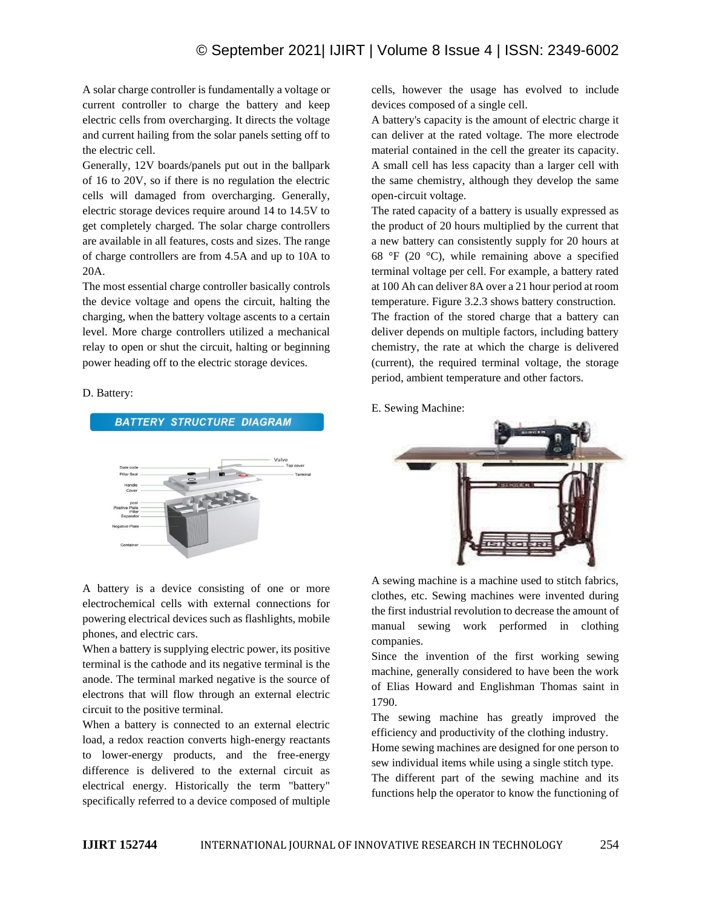A solar charge controller is fundamentally a voltage or current controller to charge the battery and keep electric cells from overcharging. It directs the voltage and current hailing from the solar panels setting off to the electric cell.

Generally, 12V boards/panels put out in the ballpark of 16 to 20V, so if there is no regulation the electric cells will damaged from overcharging. Generally, electric storage devices require around 14 to 14.5V to get completely charged. The solar charge controllers are available in all features, costs and sizes. The range of charge controllers are from 4.5A and up to 10A to 20A.

The most essential charge controller basically controls the device voltage and opens the circuit, halting the charging, when the battery voltage ascents to a certain level. More charge controllers utilized a mechanical relay to open or shut the circuit, halting or beginning power heading off to the electric storage devices.

D. Battery:

A battery is a device consisting of one or more electrochemical cells with external connections for powering electrical devices such as flashlights, mobile phones, and electric cars.

When a battery is supplying electric power, its positive terminal is the cathode and its negative terminal is the anode. The terminal marked negative is the source of electrons that will flow through an external electric circuit to the positive terminal.

When a battery is connected to an external electric load, a redox reaction converts high-energy reactants to lower-energy products, and the free-energy difference is delivered to the external circuit as electrical energy. Historically the term "battery" specifically referred to a device composed of multiple cells, however the usage has evolved to include devices composed of a single cell.

A battery's capacity is the amount of electric charge it can deliver at the rated voltage. The more electrode material contained in the cell the greater its capacity. A small cell has less capacity than a larger cell with the same chemistry, although they develop the same open-circuit voltage.

The rated capacity of a battery is usually expressed as the product of 20 hours multiplied by the current that a new battery can consistently supply for 20 hours at 68 °F (20 °C), while remaining above a specified terminal voltage per cell. For example, a battery rated at 100 Ah can deliver 8A over a 21 hour period at room temperature. Figure 3.2.3 shows battery construction.

The fraction of the stored charge that a battery can deliver depends on multiple factors, including battery chemistry, the rate at which the charge is delivered (current), the required terminal voltage, the storage period, ambient temperature and other factors.

E. Sewing Machine:

A sewing machine is a machine used to stitch fabrics, clothes, etc. Sewing machines were invented during the first industrial revolution to decrease the amount of manual sewing work performed in clothing companies.

Since the invention of the first working sewing machine, generally considered to have been the work of Elias Howard and Englishman Thomas saint in 1790.

The sewing machine has greatly improved the efficiency and productivity of the clothing industry.

Home sewing machines are designed for one person to sew individual items while using a single stitch type.

The different part of the sewing machine and its functions help the operator to know the functioning of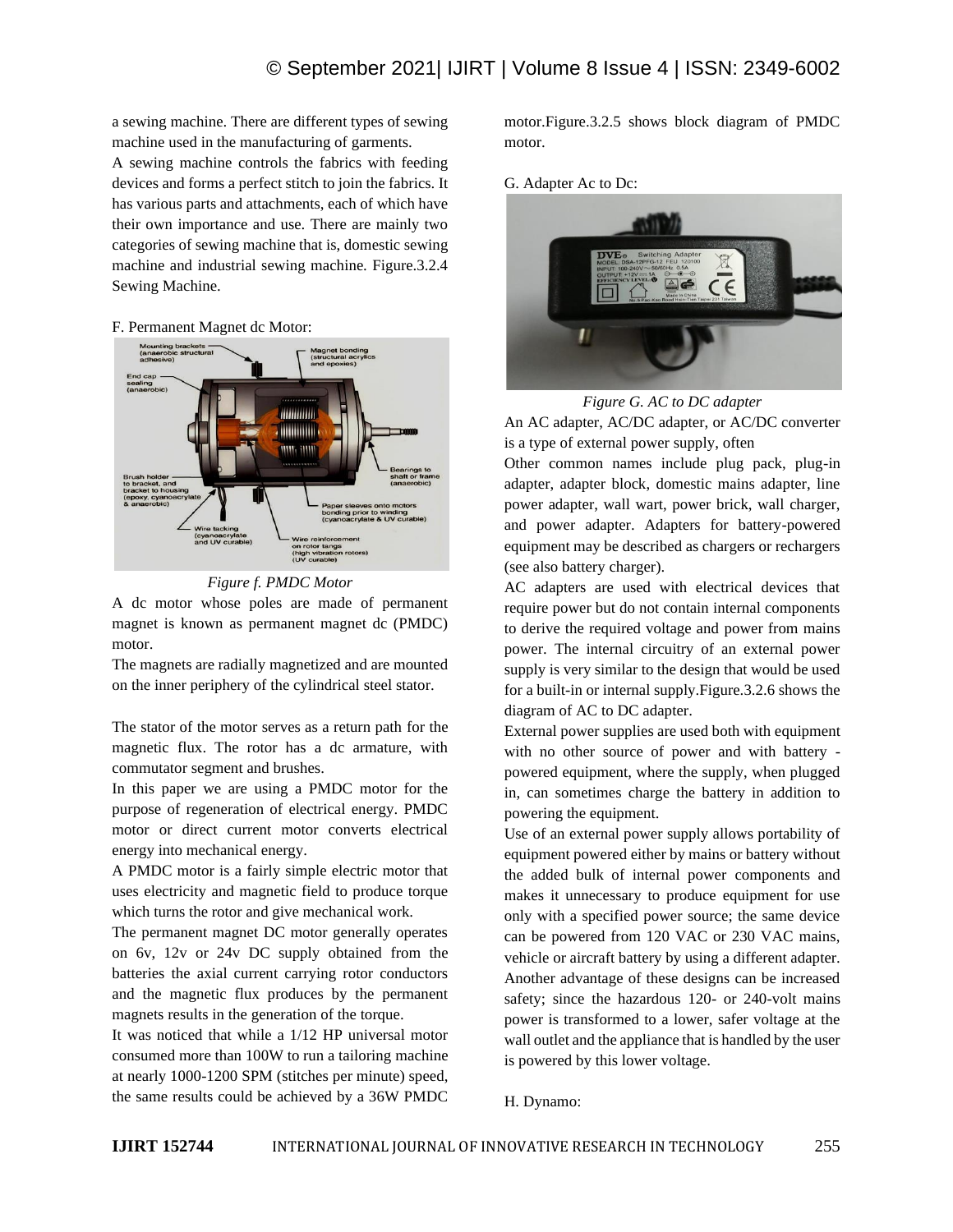a sewing machine. There are different types of sewing machine used in the manufacturing of garments.

A sewing machine controls the fabrics with feeding devices and forms a perfect stitch to join the fabrics. It has various parts and attachments, each of which have their own importance and use. There are mainly two categories of sewing machine that is, domestic sewing machine and industrial sewing machine. Figure.3.2.4 Sewing Machine.

F. Permanent Magnet dc Motor:

*Figure f. PMDC Motor*

A dc motor whose poles are made of permanent magnet is known as permanent magnet dc (PMDC) motor.

The magnets are radially magnetized and are mounted on the inner periphery of the cylindrical steel stator.

The stator of the motor serves as a return path for the magnetic flux. The rotor has a dc armature, with commutator segment and brushes.

In this paper we are using a PMDC motor for the purpose of regeneration of electrical energy. PMDC motor or direct current motor converts electrical energy into mechanical energy.

A PMDC motor is a fairly simple electric motor that uses electricity and magnetic field to produce torque which turns the rotor and give mechanical work.

The permanent magnet DC motor generally operates on 6v, 12v or 24v DC supply obtained from the batteries the axial current carrying rotor conductors and the magnetic flux produces by the permanent magnets results in the generation of the torque.

It was noticed that while a 1/12 HP universal motor consumed more than 100W to run a tailoring machine at nearly 1000-1200 SPM (stitches per minute) speed, the same results could be achieved by a 36W PMDC motor.Figure.3.2.5 shows block diagram of PMDC motor.

G. Adapter Ac to Dc:

*Figure G. AC to DC adapter*

An AC adapter, AC/DC adapter, or AC/DC converter is a type of external power supply, often

Other common names include plug pack, plug-in adapter, adapter block, domestic mains adapter, line power adapter, wall wart, power brick, wall charger, and power adapter. Adapters for battery-powered equipment may be described as chargers or rechargers (see also battery charger).

AC adapters are used with electrical devices that require power but do not contain internal components to derive the required voltage and power from mains power. The internal circuitry of an external power supply is very similar to the design that would be used for a built-in or internal supply.Figure.3.2.6 shows the diagram of AC to DC adapter.

External power supplies are used both with equipment with no other source of power and with battery - powered equipment, where the supply, when plugged in, can sometimes charge the battery in addition to powering the equipment.

Use of an external power supply allows portability of equipment powered either by mains or battery without the added bulk of internal power components and makes it unnecessary to produce equipment for use only with a specified power source; the same device can be powered from 120 VAC or 230 VAC mains, vehicle or aircraft battery by using a different adapter. Another advantage of these designs can be increased safety; since the hazardous 120- or 240-volt mains power is transformed to a lower, safer voltage at the wall outlet and the appliance that is handled by the user is powered by this lower voltage.

H. Dynamo: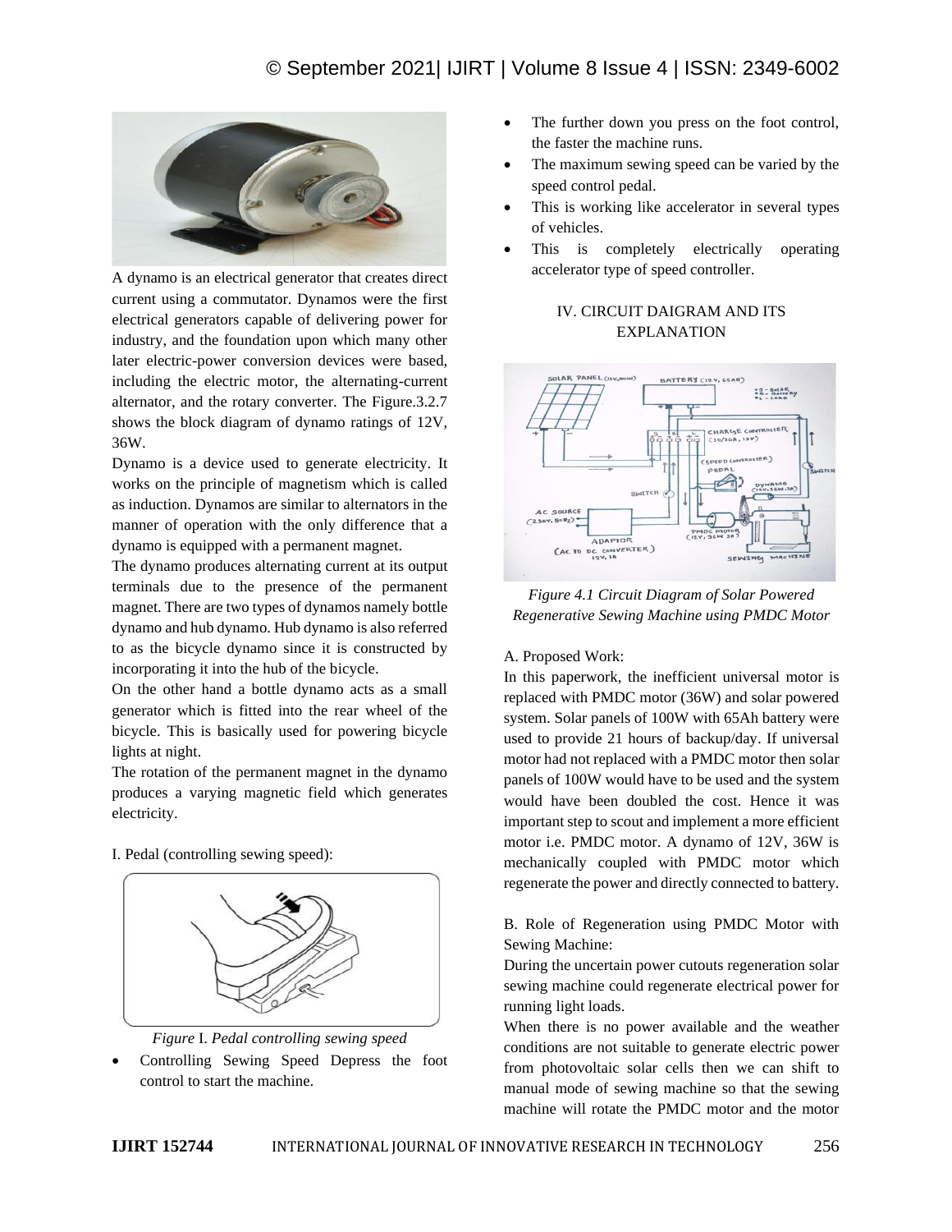A dynamo is an electrical generator that creates direct current using a commutator. Dynamos were the first electrical generators capable of delivering power for industry, and the foundation upon which many other later electric-power conversion devices were based, including the electric motor, the alternating-current alternator, and the rotary converter. The Figure.3.2.7 shows the block diagram of dynamo ratings of 12V, 36W.

Dynamo is a device used to generate electricity. It works on the principle of magnetism which is called as induction. Dynamos are similar to alternators in the manner of operation with the only difference that a dynamo is equipped with a permanent magnet.

The dynamo produces alternating current at its output terminals due to the presence of the permanent magnet. There are two types of dynamos namely bottle dynamo and hub dynamo. Hub dynamo is also referred to as the bicycle dynamo since it is constructed by incorporating it into the hub of the bicycle.

On the other hand a bottle dynamo acts as a small generator which is fitted into the rear wheel of the bicycle. This is basically used for powering bicycle lights at night.

The rotation of the permanent magnet in the dynamo produces a varying magnetic field which generates electricity.

I. Pedal (controlling sewing speed):

*Figure* I. *Pedal controlling sewing speed*

- Controlling Sewing Speed Depress the foot control to start the machine.
- The further down you press on the foot control, the faster the machine runs.
- The maximum sewing speed can be varied by the speed control pedal.
- This is working like accelerator in several types of vehicles.
- This is completely electrically operating accelerator type of speed controller.

## IV. CIRCUIT DAIGRAM AND ITS EXPLANATION

*Figure 4.1 Circuit Diagram of Solar Powered Regenerative Sewing Machine using PMDC Motor*

A. Proposed Work:

In this paperwork, the inefficient universal motor is replaced with PMDC motor (36W) and solar powered system. Solar panels of 100W with 65Ah battery were used to provide 21 hours of backup/day. If universal motor had not replaced with a PMDC motor then solar panels of 100W would have to be used and the system would have been doubled the cost. Hence it was important step to scout and implement a more efficient motor i.e. PMDC motor. A dynamo of 12V, 36W is mechanically coupled with PMDC motor which regenerate the power and directly connected to battery.

B. Role of Regeneration using PMDC Motor with Sewing Machine:

During the uncertain power cutouts regeneration solar sewing machine could regenerate electrical power for running light loads.

When there is no power available and the weather conditions are not suitable to generate electric power from photovoltaic solar cells then we can shift to manual mode of sewing machine so that the sewing machine will rotate the PMDC motor and the motor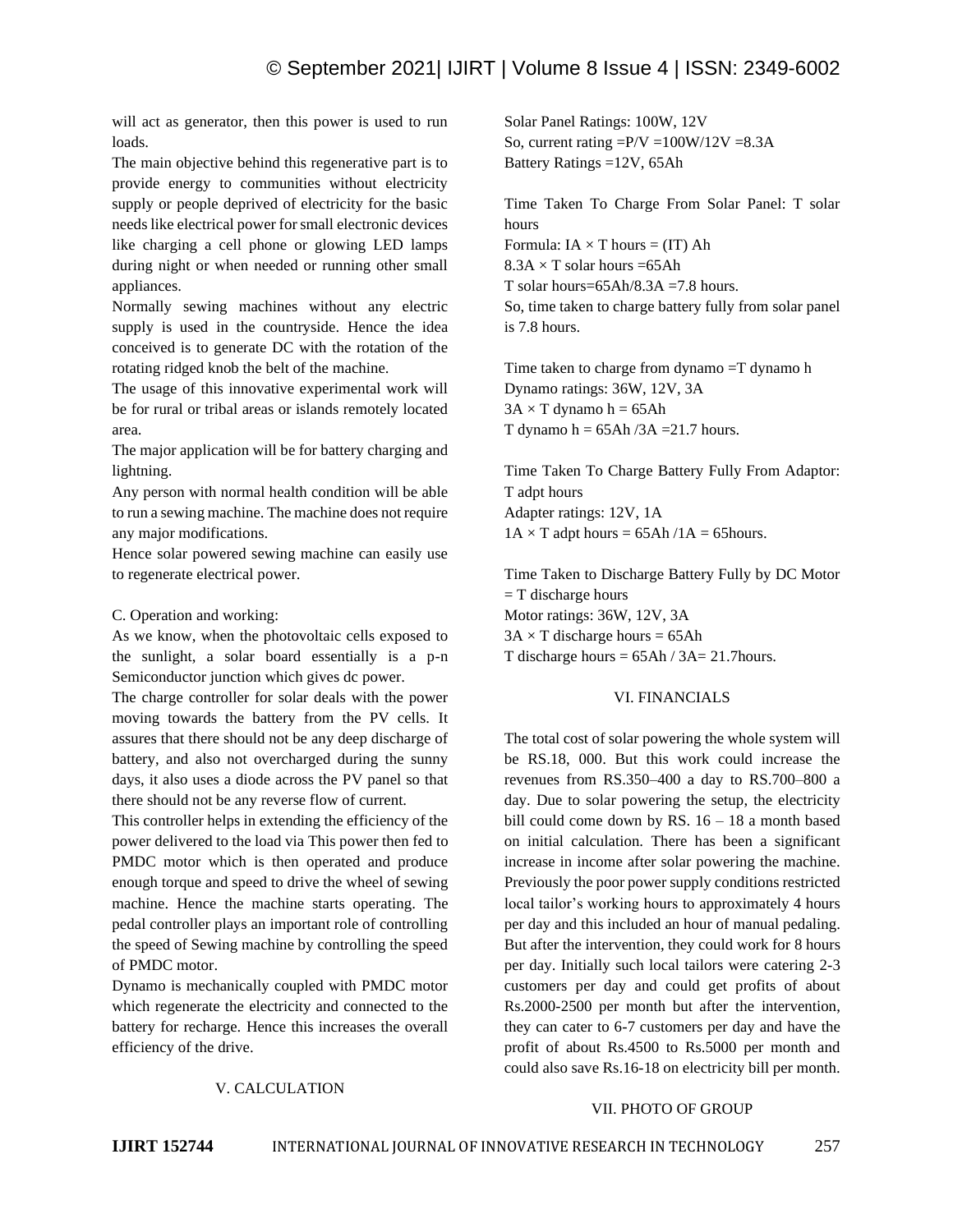will act as generator, then this power is used to run loads.

The main objective behind this regenerative part is to provide energy to communities without electricity supply or people deprived of electricity for the basic needs like electrical power for small electronic devices like charging a cell phone or glowing LED lamps during night or when needed or running other small appliances.

Normally sewing machines without any electric supply is used in the countryside. Hence the idea conceived is to generate DC with the rotation of the rotating ridged knob the belt of the machine.

The usage of this innovative experimental work will be for rural or tribal areas or islands remotely located area.

The major application will be for battery charging and lightning.

Any person with normal health condition will be able to run a sewing machine. The machine does not require any major modifications.

Hence solar powered sewing machine can easily use to regenerate electrical power.

C. Operation and working:

As we know, when the photovoltaic cells exposed to the sunlight, a solar board essentially is a p-n Semiconductor junction which gives dc power.

The charge controller for solar deals with the power moving towards the battery from the PV cells. It assures that there should not be any deep discharge of battery, and also not overcharged during the sunny days, it also uses a diode across the PV panel so that there should not be any reverse flow of current.

This controller helps in extending the efficiency of the power delivered to the load via This power then fed to PMDC motor which is then operated and produce enough torque and speed to drive the wheel of sewing machine. Hence the machine starts operating. The pedal controller plays an important role of controlling the speed of Sewing machine by controlling the speed of PMDC motor.

Dynamo is mechanically coupled with PMDC motor which regenerate the electricity and connected to the battery for recharge. Hence this increases the overall efficiency of the drive.

## V. CALCULATION

Solar Panel Ratings: 100W, 12V

So, current rating $= P/V = 100W/12V = 8.3A$

Battery Ratings =12V, 65Ah

Time Taken To Charge From Solar Panel: T solar hours

Formula: $IA \times T$ hours = (IT) Ah

$8.3A \times T$ solar hours =65Ah

T solar hours=65Ah/8.3A =7.8 hours.

So, time taken to charge battery fully from solar panel is 7.8 hours.

Time taken to charge from dynamo =T dynamo h

Dynamo ratings: 36W, 12V, 3A

$3A \times T$ dynamo h = 65Ah

T dynamo h = 65Ah /3A =21.7 hours.

Time Taken To Charge Battery Fully From Adaptor: T adpt hours

Adapter ratings: 12V, 1A

$1A \times T$ adpt hours = 65Ah /1A = 65hours.

Time Taken to Discharge Battery Fully by DC Motor = T discharge hours

Motor ratings: 36W, 12V, 3A

$3A \times T$ discharge hours = 65Ah

T discharge hours = 65Ah / 3A= 21.7hours.

## VI. FINANCIALS

The total cost of solar powering the whole system will be RS.18, 000. But this work could increase the revenues from RS.350–400 a day to RS.700–800 a day. Due to solar powering the setup, the electricity bill could come down by RS. 16 – 18 a month based on initial calculation. There has been a significant increase in income after solar powering the machine. Previously the poor power supply conditions restricted local tailor's working hours to approximately 4 hours per day and this included an hour of manual pedaling. But after the intervention, they could work for 8 hours per day. Initially such local tailors were catering 2-3 customers per day and could get profits of about Rs.2000-2500 per month but after the intervention, they can cater to 6-7 customers per day and have the profit of about Rs.4500 to Rs.5000 per month and could also save Rs.16-18 on electricity bill per month.

## VII. PHOTO OF GROUP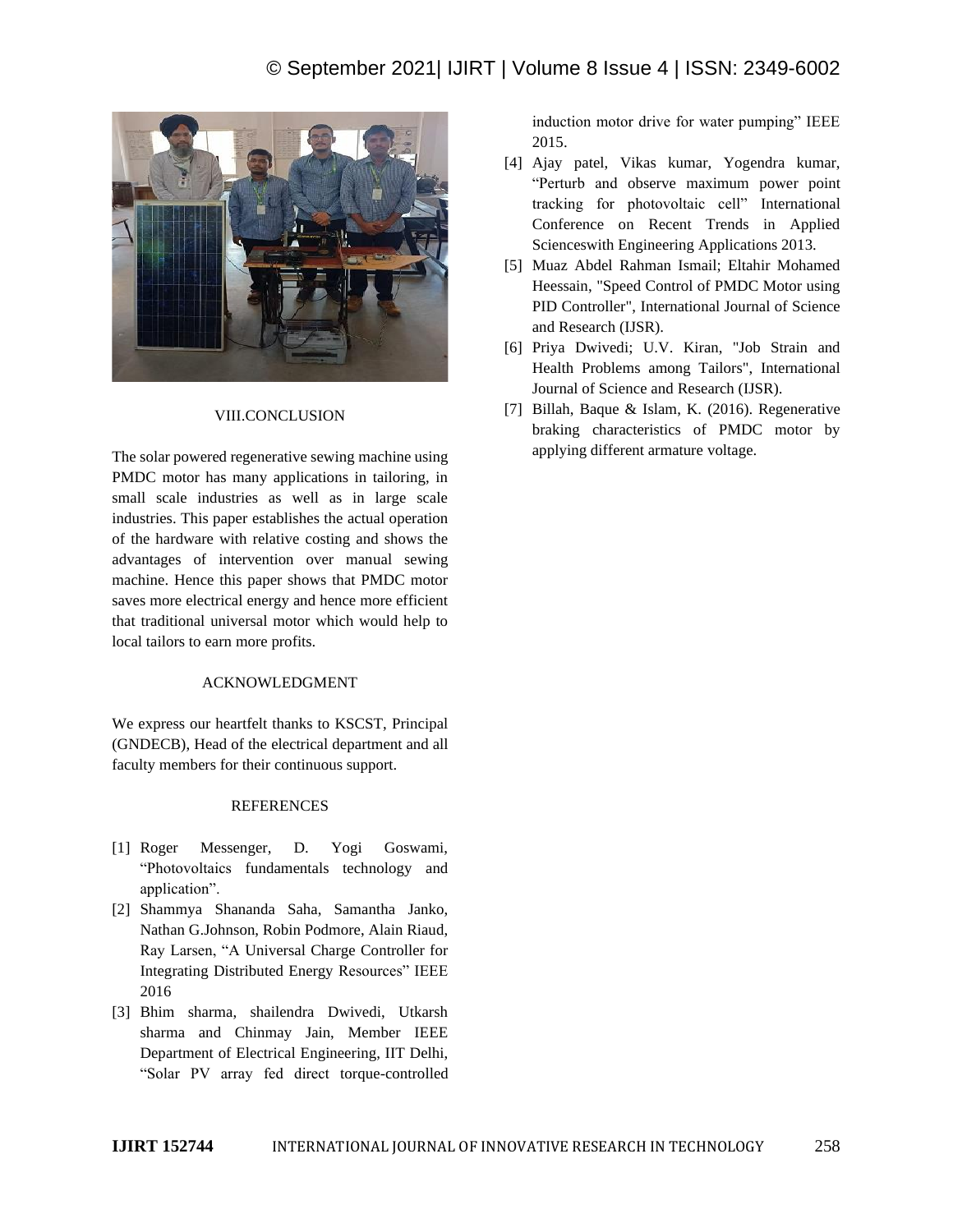## VIII.CONCLUSION

The solar powered regenerative sewing machine using PMDC motor has many applications in tailoring, in small scale industries as well as in large scale industries. This paper establishes the actual operation of the hardware with relative costing and shows the advantages of intervention over manual sewing machine. Hence this paper shows that PMDC motor saves more electrical energy and hence more efficient that traditional universal motor which would help to local tailors to earn more profits.

## ACKNOWLEDGMENT

We express our heartfelt thanks to KSCST, Principal (GNDECB), Head of the electrical department and all faculty members for their continuous support.

## REFERENCES

[1] Roger Messenger, D. Yogi Goswami, "Photovoltaics fundamentals technology and application".

[2] Shammya Shananda Saha, Samantha Janko, Nathan G.Johnson, Robin Podmore, Alain Riaud, Ray Larsen, "A Universal Charge Controller for Integrating Distributed Energy Resources" IEEE 2016

[3] Bhim sharma, shailendra Dwivedi, Utkarsh sharma and Chinmay Jain, Member IEEE Department of Electrical Engineering, IIT Delhi, "Solar PV array fed direct torque-controlled induction motor drive for water pumping" IEEE 2015.

[4] Ajay patel, Vikas kumar, Yogendra kumar, "Perturb and observe maximum power point tracking for photovoltaic cell" International Conference on Recent Trends in Applied Scienceswith Engineering Applications 2013.

[5] Muaz Abdel Rahman Ismail; Eltahir Mohamed Heessain, "Speed Control of PMDC Motor using PID Controller", International Journal of Science and Research (IJSR).

[6] Priya Dwivedi; U.V. Kiran, "Job Strain and Health Problems among Tailors", International Journal of Science and Research (IJSR).

[7] Billah, Baque & Islam, K. (2016). Regenerative braking characteristics of PMDC motor by applying different armature voltage.